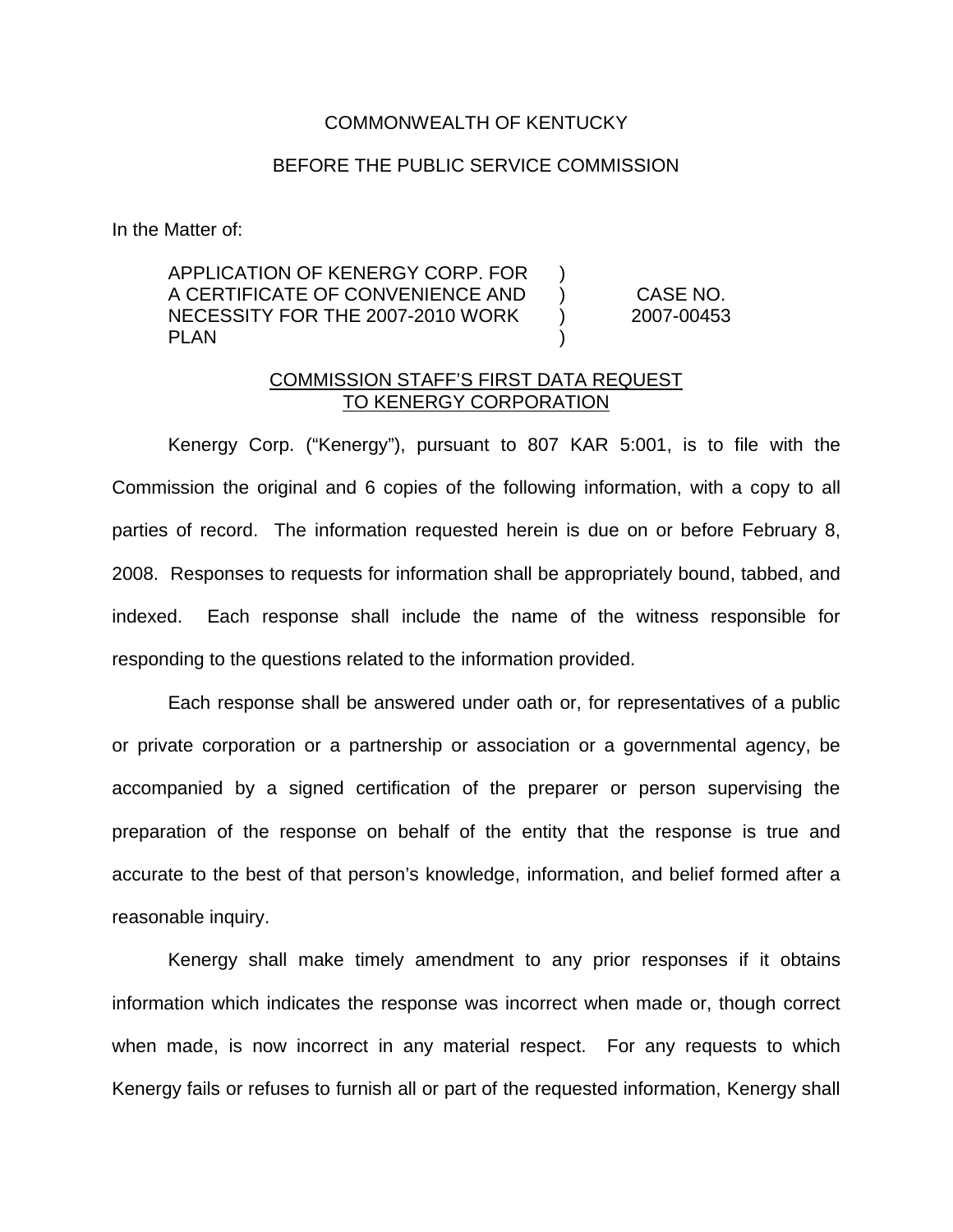COMMONWEALTH OF KENTUCKY

BEFORE THE PUBLIC SERVICE COMMISSION

In the Matter of:

| | | |
|---|---|---|
| APPLICATION OF KENERGY CORP. FOR A CERTIFICATE OF CONVENIENCE AND NECESSITY FOR THE 2007-2010 WORK PLAN | ) ) ) ) | CASE NO. 2007-00453 |

<u>COMMISSION STAFF'S FIRST DATA REQUEST TO KENERGY CORPORATION</u>

Kenergy Corp. ("Kenergy"), pursuant to 807 KAR 5:001, is to file with the Commission the original and 6 copies of the following information, with a copy to all parties of record. The information requested herein is due on or before February 8, 2008. Responses to requests for information shall be appropriately bound, tabbed, and indexed. Each response shall include the name of the witness responsible for responding to the questions related to the information provided.

Each response shall be answered under oath or, for representatives of a public or private corporation or a partnership or association or a governmental agency, be accompanied by a signed certification of the preparer or person supervising the preparation of the response on behalf of the entity that the response is true and accurate to the best of that person's knowledge, information, and belief formed after a reasonable inquiry.

Kenergy shall make timely amendment to any prior responses if it obtains information which indicates the response was incorrect when made or, though correct when made, is now incorrect in any material respect. For any requests to which Kenergy fails or refuses to furnish all or part of the requested information, Kenergy shall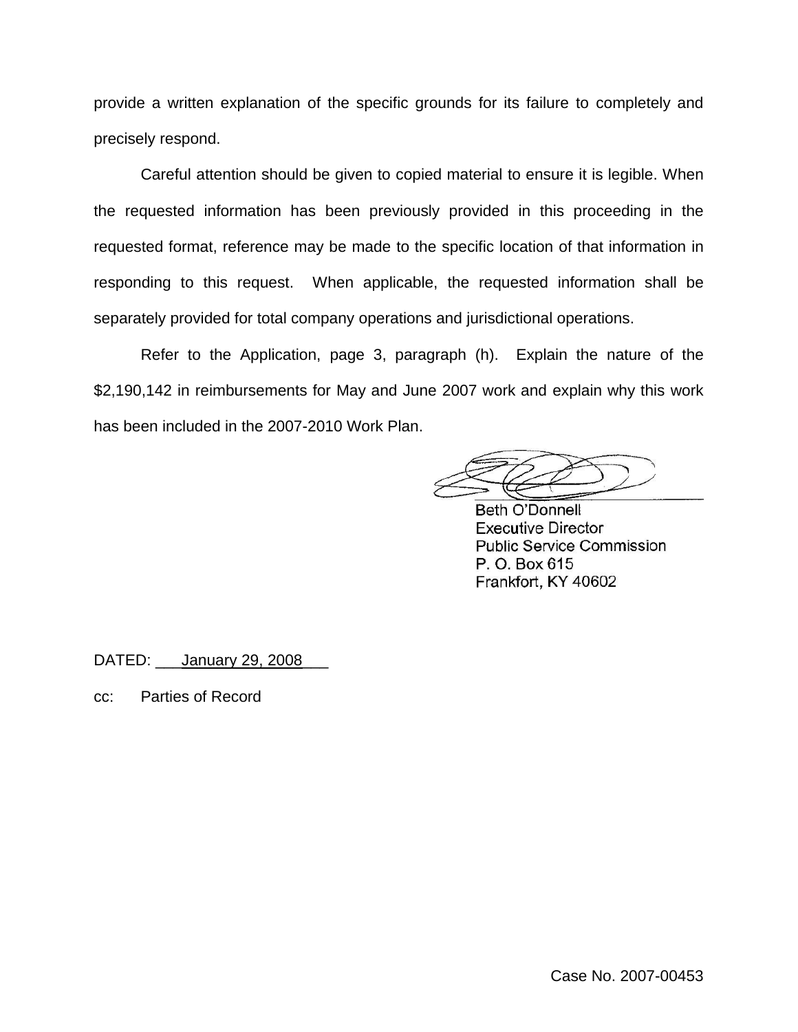provide a written explanation of the specific grounds for its failure to completely and precisely respond.

Careful attention should be given to copied material to ensure it is legible. When the requested information has been previously provided in this proceeding in the requested format, reference may be made to the specific location of that information in responding to this request. When applicable, the requested information shall be separately provided for total company operations and jurisdictional operations.

Refer to the Application, page 3, paragraph (h). Explain the nature of the $2,190,142 in reimbursements for May and June 2007 work and explain why this work has been included in the 2007-2010 Work Plan.

Beth O'Donnell
Executive Director
Public Service Commission
P. O. Box 615
Frankfort, KY 40602

DATED: January 29, 2008

cc: Parties of Record

Case No. 2007-00453